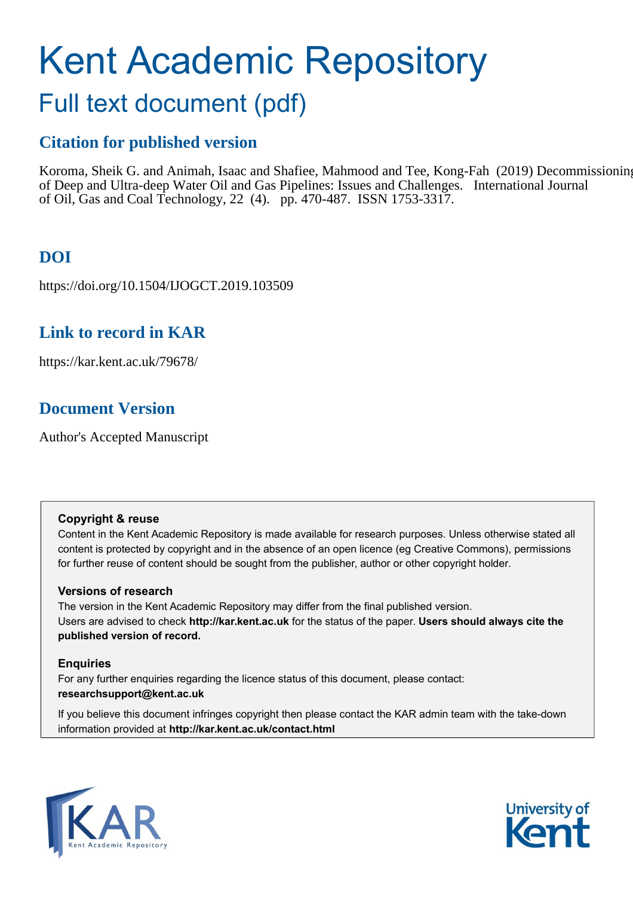# Kent Academic Repository

## Full text document (pdf)

### Citation for published version

Koroma, Sheik G. and Animah, Isaac and Shafiee, Mahmood and Tee, Kong-Fah (2019) Decommissioning of Deep and Ultra-deep Water Oil and Gas Pipelines: Issues and Challenges. International Journal of Oil, Gas and Coal Technology, 22 (4). pp. 470-487. ISSN 1753-3317.

### DOI

https://doi.org/10.1504/IJOGCT.2019.103509

### Link to record in KAR

https://kar.kent.ac.uk/79678/

### Document Version

Author's Accepted Manuscript

**Copyright & reuse**

Content in the Kent Academic Repository is made available for research purposes. Unless otherwise stated all content is protected by copyright and in the absence of an open licence (eg Creative Commons), permissions for further reuse of content should be sought from the publisher, author or other copyright holder.

**Versions of research**

The version in the Kent Academic Repository may differ from the final published version. Users are advised to check **http://kar.kent.ac.uk** for the status of the paper. **Users should always cite the published version of record.**

**Enquiries**

For any further enquiries regarding the licence status of this document, please contact: **researchsupport@kent.ac.uk**

If you believe this document infringes copyright then please contact the KAR admin team with the take-down information provided at **http://kar.kent.ac.uk/contact.html**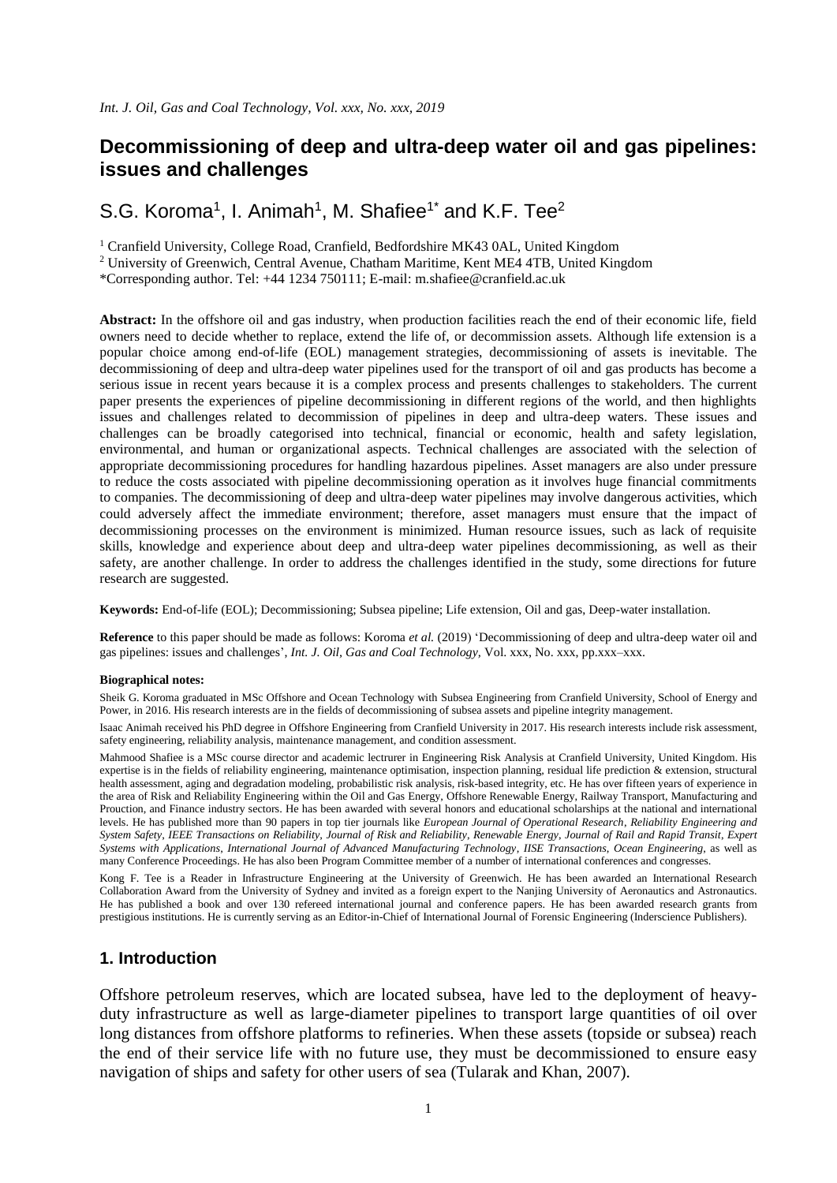# Decommissioning of deep and ultra-deep water oil and gas pipelines: issues and challenges

S.G. Koroma[1], I. Animah[1], M. Shafiee[1*] and K.F. Tee[2]

[1] Cranfield University, College Road, Cranfield, Bedfordshire MK43 0AL, United Kingdom

[2] University of Greenwich, Central Avenue, Chatham Maritime, Kent ME4 4TB, United Kingdom

*Corresponding author. Tel: +44 1234 750111; E-mail: m.shafiee@cranfield.ac.uk

**Abstract:** In the offshore oil and gas industry, when production facilities reach the end of their economic life, field owners need to decide whether to replace, extend the life of, or decommission assets. Although life extension is a popular choice among end-of-life (EOL) management strategies, decommissioning of assets is inevitable. The decommissioning of deep and ultra-deep water pipelines used for the transport of oil and gas products has become a serious issue in recent years because it is a complex process and presents challenges to stakeholders. The current paper presents the experiences of pipeline decommissioning in different regions of the world, and then highlights issues and challenges related to decommission of pipelines in deep and ultra-deep waters. These issues and challenges can be broadly categorised into technical, financial or economic, health and safety legislation, environmental, and human or organizational aspects. Technical challenges are associated with the selection of appropriate decommissioning procedures for handling hazardous pipelines. Asset managers are also under pressure to reduce the costs associated with pipeline decommissioning operation as it involves huge financial commitments to companies. The decommissioning of deep and ultra-deep water pipelines may involve dangerous activities, which could adversely affect the immediate environment; therefore, asset managers must ensure that the impact of decommissioning processes on the environment is minimized. Human resource issues, such as lack of requisite skills, knowledge and experience about deep and ultra-deep water pipelines decommissioning, as well as their safety, are another challenge. In order to address the challenges identified in the study, some directions for future research are suggested.

**Keywords:** End-of-life (EOL); Decommissioning; Subsea pipeline; Life extension, Oil and gas, Deep-water installation.

**Reference** to this paper should be made as follows: Koroma *et al.* (2019) 'Decommissioning of deep and ultra-deep water oil and gas pipelines: issues and challenges', *Int. J. Oil, Gas and Coal Technology,* Vol. xxx, No. xxx, pp.xxx–xxx.

**Biographical notes:**

Sheik G. Koroma graduated in MSc Offshore and Ocean Technology with Subsea Engineering from Cranfield University, School of Energy and Power, in 2016. His research interests are in the fields of decommissioning of subsea assets and pipeline integrity management.

Isaac Animah received his PhD degree in Offshore Engineering from Cranfield University in 2017. His research interests include risk assessment, safety engineering, reliability analysis, maintenance management, and condition assessment.

Mahmood Shafiee is a MSc course director and academic lectrurer in Engineering Risk Analysis at Cranfield University, United Kingdom. His expertise is in the fields of reliability engineering, maintenance optimisation, inspection planning, residual life prediction & extension, structural health assessment, aging and degradation modeling, probabilistic risk analysis, risk-based integrity, etc. He has over fifteen years of experience in the area of Risk and Reliability Engineering within the Oil and Gas Energy, Offshore Renewable Energy, Railway Transport, Manufacturing and Prouction, and Finance industry sectors. He has been awarded with several honors and educational scholarships at the national and international levels. He has published more than 90 papers in top tier journals like *European Journal of Operational Research*, *Reliability Engineering and System Safety*, *IEEE Transactions on Reliability*, *Journal of Risk and Reliability*, *Renewable Energy*, *Journal of Rail and Rapid Transit*, *Expert Systems with Applications*, *International Journal of Advanced Manufacturing Technology*, *IISE Transactions*, *Ocean Engineering*, as well as many Conference Proceedings. He has also been Program Committee member of a number of international conferences and congresses.

Kong F. Tee is a Reader in Infrastructure Engineering at the University of Greenwich. He has been awarded an International Research Collaboration Award from the University of Sydney and invited as a foreign expert to the Nanjing University of Aeronautics and Astronautics. He has published a book and over 130 refereed international journal and conference papers. He has been awarded research grants from prestigious institutions. He is currently serving as an Editor-in-Chief of International Journal of Forensic Engineering (Inderscience Publishers).

## 1. Introduction

Offshore petroleum reserves, which are located subsea, have led to the deployment of heavy-duty infrastructure as well as large-diameter pipelines to transport large quantities of oil over long distances from offshore platforms to refineries. When these assets (topside or subsea) reach the end of their service life with no future use, they must be decommissioned to ensure easy navigation of ships and safety for other users of sea (Tularak and Khan, 2007).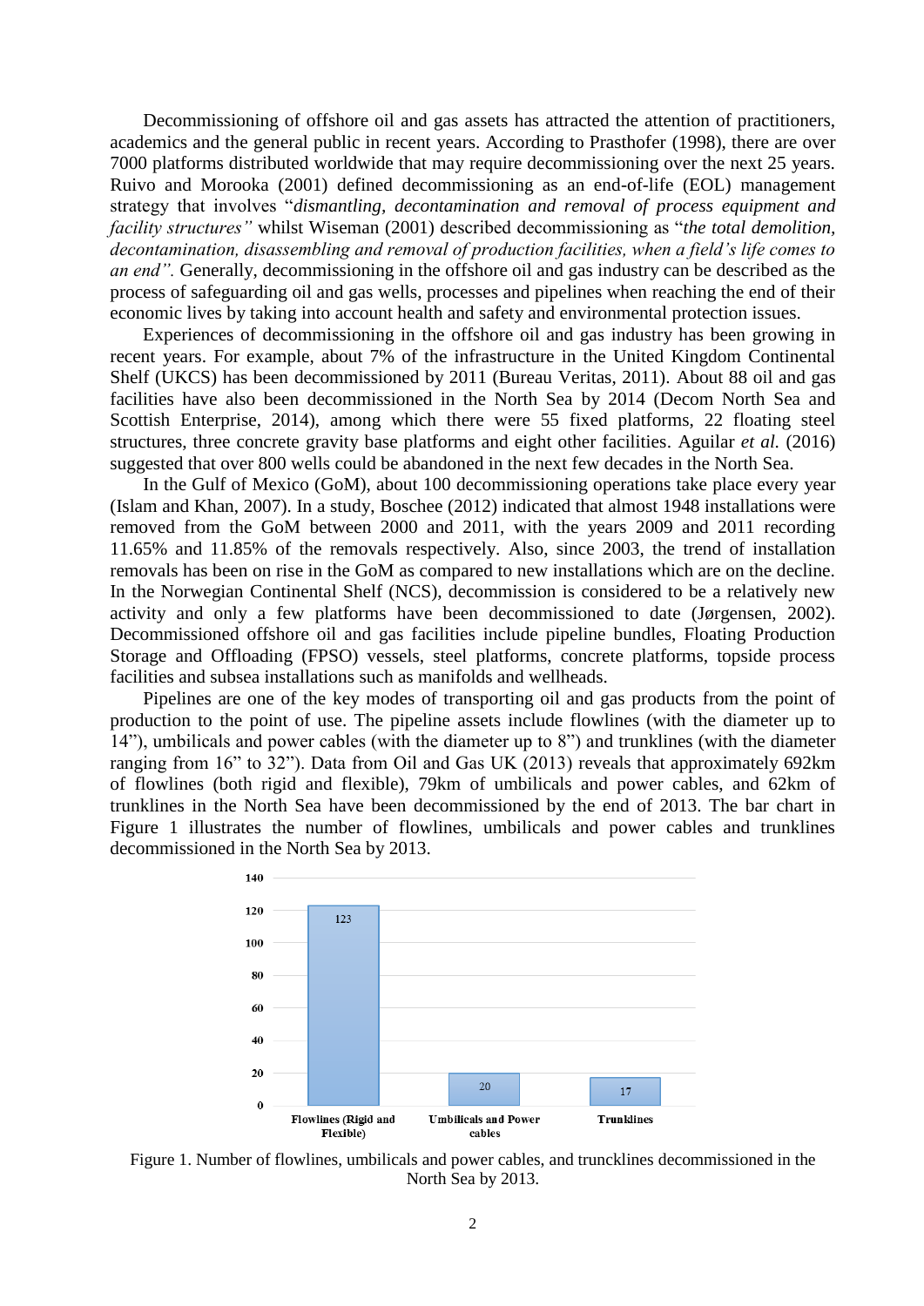Decommissioning of offshore oil and gas assets has attracted the attention of practitioners, academics and the general public in recent years. According to Prasthofer (1998), there are over 7000 platforms distributed worldwide that may require decommissioning over the next 25 years. Ruivo and Morooka (2001) defined decommissioning as an end-of-life (EOL) management strategy that involves "*dismantling, decontamination and removal of process equipment and facility structures*" whilst Wiseman (2001) described decommissioning as "*the total demolition, decontamination, disassembling and removal of production facilities, when a field's life comes to an end*". Generally, decommissioning in the offshore oil and gas industry can be described as the process of safeguarding oil and gas wells, processes and pipelines when reaching the end of their economic lives by taking into account health and safety and environmental protection issues.

Experiences of decommissioning in the offshore oil and gas industry has been growing in recent years. For example, about 7% of the infrastructure in the United Kingdom Continental Shelf (UKCS) has been decommissioned by 2011 (Bureau Veritas, 2011). About 88 oil and gas facilities have also been decommissioned in the North Sea by 2014 (Decom North Sea and Scottish Enterprise, 2014), among which there were 55 fixed platforms, 22 floating steel structures, three concrete gravity base platforms and eight other facilities. Aguilar *et al.* (2016) suggested that over 800 wells could be abandoned in the next few decades in the North Sea.

In the Gulf of Mexico (GoM), about 100 decommissioning operations take place every year (Islam and Khan, 2007). In a study, Boschee (2012) indicated that almost 1948 installations were removed from the GoM between 2000 and 2011, with the years 2009 and 2011 recording 11.65% and 11.85% of the removals respectively. Also, since 2003, the trend of installation removals has been on rise in the GoM as compared to new installations which are on the decline. In the Norwegian Continental Shelf (NCS), decommission is considered to be a relatively new activity and only a few platforms have been decommissioned to date (Jørgensen, 2002). Decommissioned offshore oil and gas facilities include pipeline bundles, Floating Production Storage and Offloading (FPSO) vessels, steel platforms, concrete platforms, topside process facilities and subsea installations such as manifolds and wellheads.

Pipelines are one of the key modes of transporting oil and gas products from the point of production to the point of use. The pipeline assets include flowlines (with the diameter up to 14"), umbilicals and power cables (with the diameter up to 8") and trunklines (with the diameter ranging from 16" to 32"). Data from Oil and Gas UK (2013) reveals that approximately 692km of flowlines (both rigid and flexible), 79km of umbilicals and power cables, and 62km of trunklines in the North Sea have been decommissioned by the end of 2013. The bar chart in Figure 1 illustrates the number of flowlines, umbilicals and power cables and trunklines decommissioned in the North Sea by 2013.

| Category | Number |
|---|---|
| Flowlines (Rigid and Flexible) | 123 |
| Umbilicals and Power cables | 20 |
| Trunklines | 17 |

Figure 1. Number of flowlines, umbilicals and power cables, and truncklines decommissioned in the North Sea by 2013.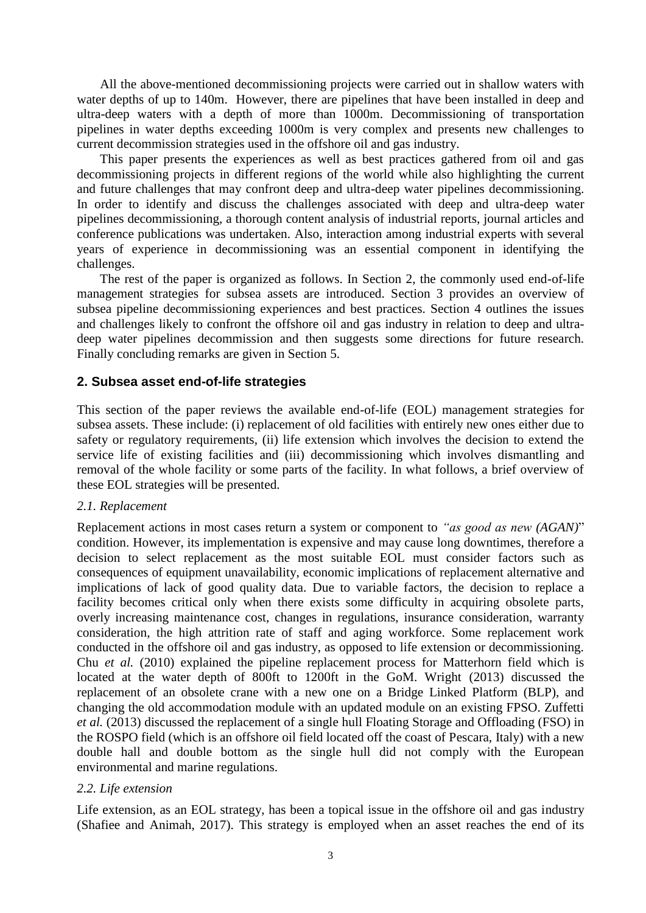All the above-mentioned decommissioning projects were carried out in shallow waters with water depths of up to 140m. However, there are pipelines that have been installed in deep and ultra-deep waters with a depth of more than 1000m. Decommissioning of transportation pipelines in water depths exceeding 1000m is very complex and presents new challenges to current decommission strategies used in the offshore oil and gas industry.

This paper presents the experiences as well as best practices gathered from oil and gas decommissioning projects in different regions of the world while also highlighting the current and future challenges that may confront deep and ultra-deep water pipelines decommissioning. In order to identify and discuss the challenges associated with deep and ultra-deep water pipelines decommissioning, a thorough content analysis of industrial reports, journal articles and conference publications was undertaken. Also, interaction among industrial experts with several years of experience in decommissioning was an essential component in identifying the challenges.

The rest of the paper is organized as follows. In Section 2, the commonly used end-of-life management strategies for subsea assets are introduced. Section 3 provides an overview of subsea pipeline decommissioning experiences and best practices. Section 4 outlines the issues and challenges likely to confront the offshore oil and gas industry in relation to deep and ultra-deep water pipelines decommission and then suggests some directions for future research. Finally concluding remarks are given in Section 5.

## 2. Subsea asset end-of-life strategies

This section of the paper reviews the available end-of-life (EOL) management strategies for subsea assets. These include: (i) replacement of old facilities with entirely new ones either due to safety or regulatory requirements, (ii) life extension which involves the decision to extend the service life of existing facilities and (iii) decommissioning which involves dismantling and removal of the whole facility or some parts of the facility. In what follows, a brief overview of these EOL strategies will be presented.

### *2.1. Replacement*

Replacement actions in most cases return a system or component to *"as good as new (AGAN)*" condition. However, its implementation is expensive and may cause long downtimes, therefore a decision to select replacement as the most suitable EOL must consider factors such as consequences of equipment unavailability, economic implications of replacement alternative and implications of lack of good quality data. Due to variable factors, the decision to replace a facility becomes critical only when there exists some difficulty in acquiring obsolete parts, overly increasing maintenance cost, changes in regulations, insurance consideration, warranty consideration, the high attrition rate of staff and aging workforce. Some replacement work conducted in the offshore oil and gas industry, as opposed to life extension or decommissioning. Chu *et al.* (2010) explained the pipeline replacement process for Matterhorn field which is located at the water depth of 800ft to 1200ft in the GoM. Wright (2013) discussed the replacement of an obsolete crane with a new one on a Bridge Linked Platform (BLP), and changing the old accommodation module with an updated module on an existing FPSO. Zuffetti *et al.* (2013) discussed the replacement of a single hull Floating Storage and Offloading (FSO) in the ROSPO field (which is an offshore oil field located off the coast of Pescara, Italy) with a new double hall and double bottom as the single hull did not comply with the European environmental and marine regulations.

### *2.2. Life extension*

Life extension, as an EOL strategy, has been a topical issue in the offshore oil and gas industry (Shafiee and Animah, 2017). This strategy is employed when an asset reaches the end of its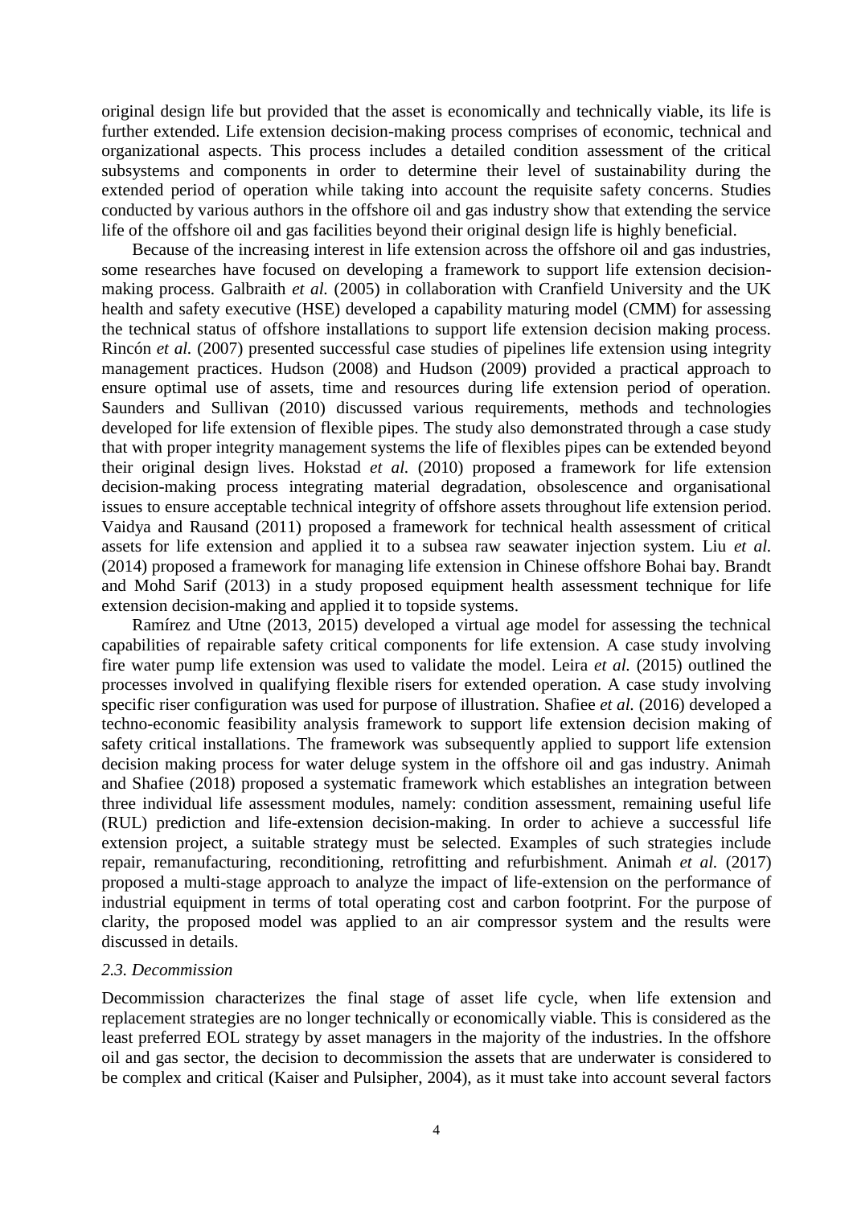original design life but provided that the asset is economically and technically viable, its life is further extended. Life extension decision-making process comprises of economic, technical and organizational aspects. This process includes a detailed condition assessment of the critical subsystems and components in order to determine their level of sustainability during the extended period of operation while taking into account the requisite safety concerns. Studies conducted by various authors in the offshore oil and gas industry show that extending the service life of the offshore oil and gas facilities beyond their original design life is highly beneficial.

Because of the increasing interest in life extension across the offshore oil and gas industries, some researches have focused on developing a framework to support life extension decision-making process. Galbraith *et al.* (2005) in collaboration with Cranfield University and the UK health and safety executive (HSE) developed a capability maturing model (CMM) for assessing the technical status of offshore installations to support life extension decision making process. Rincón *et al.* (2007) presented successful case studies of pipelines life extension using integrity management practices. Hudson (2008) and Hudson (2009) provided a practical approach to ensure optimal use of assets, time and resources during life extension period of operation. Saunders and Sullivan (2010) discussed various requirements, methods and technologies developed for life extension of flexible pipes. The study also demonstrated through a case study that with proper integrity management systems the life of flexibles pipes can be extended beyond their original design lives. Hokstad *et al.* (2010) proposed a framework for life extension decision-making process integrating material degradation, obsolescence and organisational issues to ensure acceptable technical integrity of offshore assets throughout life extension period. Vaidya and Rausand (2011) proposed a framework for technical health assessment of critical assets for life extension and applied it to a subsea raw seawater injection system. Liu *et al.* (2014) proposed a framework for managing life extension in Chinese offshore Bohai bay. Brandt and Mohd Sarif (2013) in a study proposed equipment health assessment technique for life extension decision-making and applied it to topside systems.

Ramírez and Utne (2013, 2015) developed a virtual age model for assessing the technical capabilities of repairable safety critical components for life extension. A case study involving fire water pump life extension was used to validate the model. Leira *et al.* (2015) outlined the processes involved in qualifying flexible risers for extended operation. A case study involving specific riser configuration was used for purpose of illustration. Shafiee *et al.* (2016) developed a techno-economic feasibility analysis framework to support life extension decision making of safety critical installations. The framework was subsequently applied to support life extension decision making process for water deluge system in the offshore oil and gas industry. Animah and Shafiee (2018) proposed a systematic framework which establishes an integration between three individual life assessment modules, namely: condition assessment, remaining useful life (RUL) prediction and life-extension decision-making. In order to achieve a successful life extension project, a suitable strategy must be selected. Examples of such strategies include repair, remanufacturing, reconditioning, retrofitting and refurbishment. Animah *et al.* (2017) proposed a multi-stage approach to analyze the impact of life-extension on the performance of industrial equipment in terms of total operating cost and carbon footprint. For the purpose of clarity, the proposed model was applied to an air compressor system and the results were discussed in details.

### *2.3. Decommission*

Decommission characterizes the final stage of asset life cycle, when life extension and replacement strategies are no longer technically or economically viable. This is considered as the least preferred EOL strategy by asset managers in the majority of the industries. In the offshore oil and gas sector, the decision to decommission the assets that are underwater is considered to be complex and critical (Kaiser and Pulsipher, 2004), as it must take into account several factors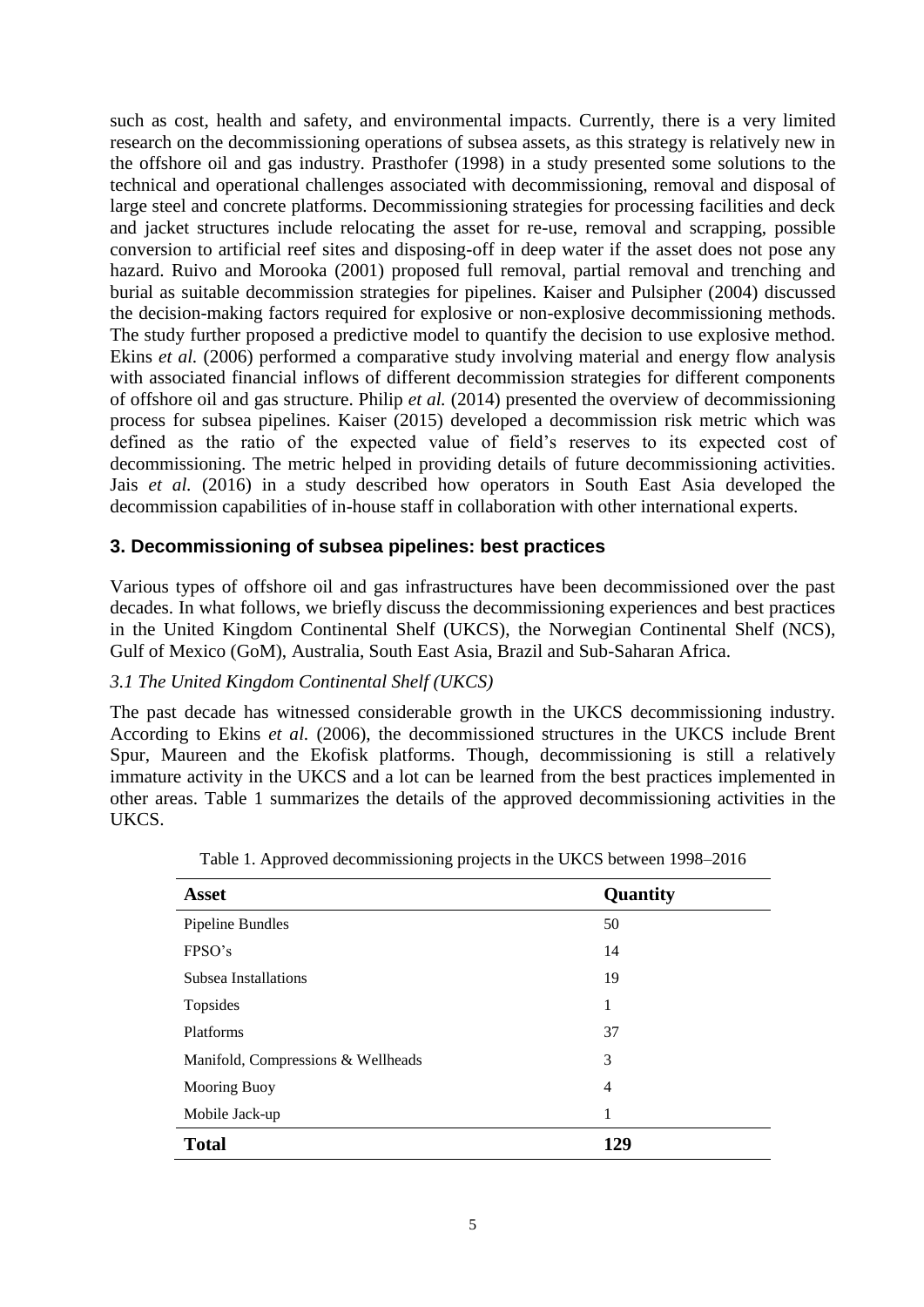such as cost, health and safety, and environmental impacts. Currently, there is a very limited research on the decommissioning operations of subsea assets, as this strategy is relatively new in the offshore oil and gas industry. Prasthofer (1998) in a study presented some solutions to the technical and operational challenges associated with decommissioning, removal and disposal of large steel and concrete platforms. Decommissioning strategies for processing facilities and deck and jacket structures include relocating the asset for re-use, removal and scrapping, possible conversion to artificial reef sites and disposing-off in deep water if the asset does not pose any hazard. Ruivo and Morooka (2001) proposed full removal, partial removal and trenching and burial as suitable decommission strategies for pipelines. Kaiser and Pulsipher (2004) discussed the decision-making factors required for explosive or non-explosive decommissioning methods. The study further proposed a predictive model to quantify the decision to use explosive method. Ekins *et al.* (2006) performed a comparative study involving material and energy flow analysis with associated financial inflows of different decommission strategies for different components of offshore oil and gas structure. Philip *et al.* (2014) presented the overview of decommissioning process for subsea pipelines. Kaiser (2015) developed a decommission risk metric which was defined as the ratio of the expected value of field's reserves to its expected cost of decommissioning. The metric helped in providing details of future decommissioning activities. Jais *et al.* (2016) in a study described how operators in South East Asia developed the decommission capabilities of in-house staff in collaboration with other international experts.

## 3. Decommissioning of subsea pipelines: best practices

Various types of offshore oil and gas infrastructures have been decommissioned over the past decades. In what follows, we briefly discuss the decommissioning experiences and best practices in the United Kingdom Continental Shelf (UKCS), the Norwegian Continental Shelf (NCS), Gulf of Mexico (GoM), Australia, South East Asia, Brazil and Sub-Saharan Africa.

### *3.1 The United Kingdom Continental Shelf (UKCS)*

The past decade has witnessed considerable growth in the UKCS decommissioning industry. According to Ekins *et al.* (2006), the decommissioned structures in the UKCS include Brent Spur, Maureen and the Ekofisk platforms. Though, decommissioning is still a relatively immature activity in the UKCS and a lot can be learned from the best practices implemented in other areas. Table 1 summarizes the details of the approved decommissioning activities in the UKCS.

Table 1. Approved decommissioning projects in the UKCS between 1998–2016

| **Asset** | **Quantity** |
|---|---|
| Pipeline Bundles | 50 |
| FPSO's | 14 |
| Subsea Installations | 19 |
| Topsides | 1 |
| Platforms | 37 |
| Manifold, Compressions & Wellheads | 3 |
| Mooring Buoy | 4 |
| Mobile Jack-up | 1 |
| **Total** | **129** |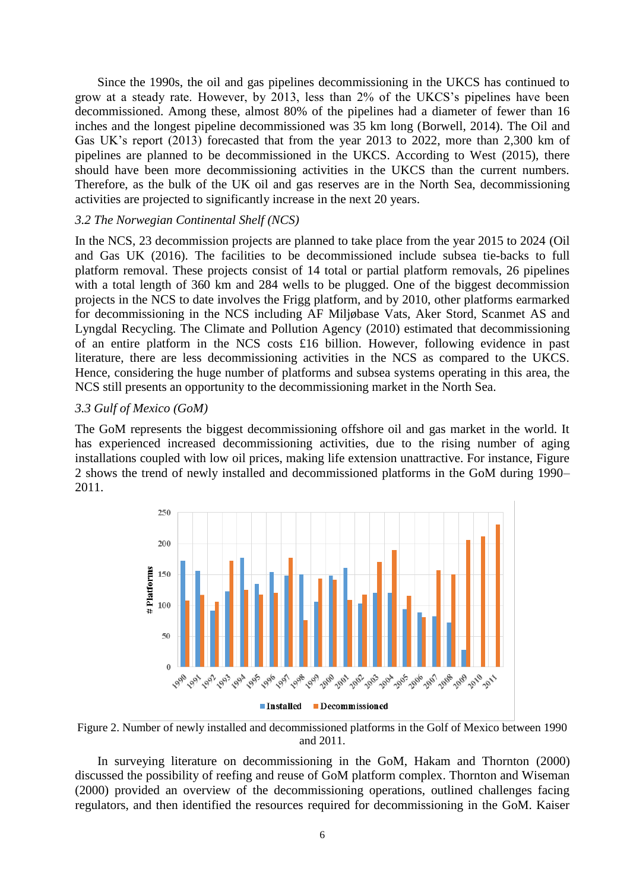Since the 1990s, the oil and gas pipelines decommissioning in the UKCS has continued to grow at a steady rate. However, by 2013, less than 2% of the UKCS's pipelines have been decommissioned. Among these, almost 80% of the pipelines had a diameter of fewer than 16 inches and the longest pipeline decommissioned was 35 km long (Borwell, 2014). The Oil and Gas UK's report (2013) forecasted that from the year 2013 to 2022, more than 2,300 km of pipelines are planned to be decommissioned in the UKCS. According to West (2015), there should have been more decommissioning activities in the UKCS than the current numbers. Therefore, as the bulk of the UK oil and gas reserves are in the North Sea, decommissioning activities are projected to significantly increase in the next 20 years.

### *3.2 The Norwegian Continental Shelf (NCS)*

In the NCS, 23 decommission projects are planned to take place from the year 2015 to 2024 (Oil and Gas UK (2016). The facilities to be decommissioned include subsea tie-backs to full platform removal. These projects consist of 14 total or partial platform removals, 26 pipelines with a total length of 360 km and 284 wells to be plugged. One of the biggest decommission projects in the NCS to date involves the Frigg platform, and by 2010, other platforms earmarked for decommissioning in the NCS including AF Miljøbase Vats, Aker Stord, Scanmet AS and Lyngdal Recycling. The Climate and Pollution Agency (2010) estimated that decommissioning of an entire platform in the NCS costs £16 billion. However, following evidence in past literature, there are less decommissioning activities in the NCS as compared to the UKCS. Hence, considering the huge number of platforms and subsea systems operating in this area, the NCS still presents an opportunity to the decommissioning market in the North Sea.

### *3.3 Gulf of Mexico (GoM)*

The GoM represents the biggest decommissioning offshore oil and gas market in the world. It has experienced increased decommissioning activities, due to the rising number of aging installations coupled with low oil prices, making life extension unattractive. For instance, Figure 2 shows the trend of newly installed and decommissioned platforms in the GoM during 1990–2011.

Figure 2. Number of newly installed and decommissioned platforms in the Golf of Mexico between 1990 and 2011.

In surveying literature on decommissioning in the GoM, Hakam and Thornton (2000) discussed the possibility of reefing and reuse of GoM platform complex. Thornton and Wiseman (2000) provided an overview of the decommissioning operations, outlined challenges facing regulators, and then identified the resources required for decommissioning in the GoM. Kaiser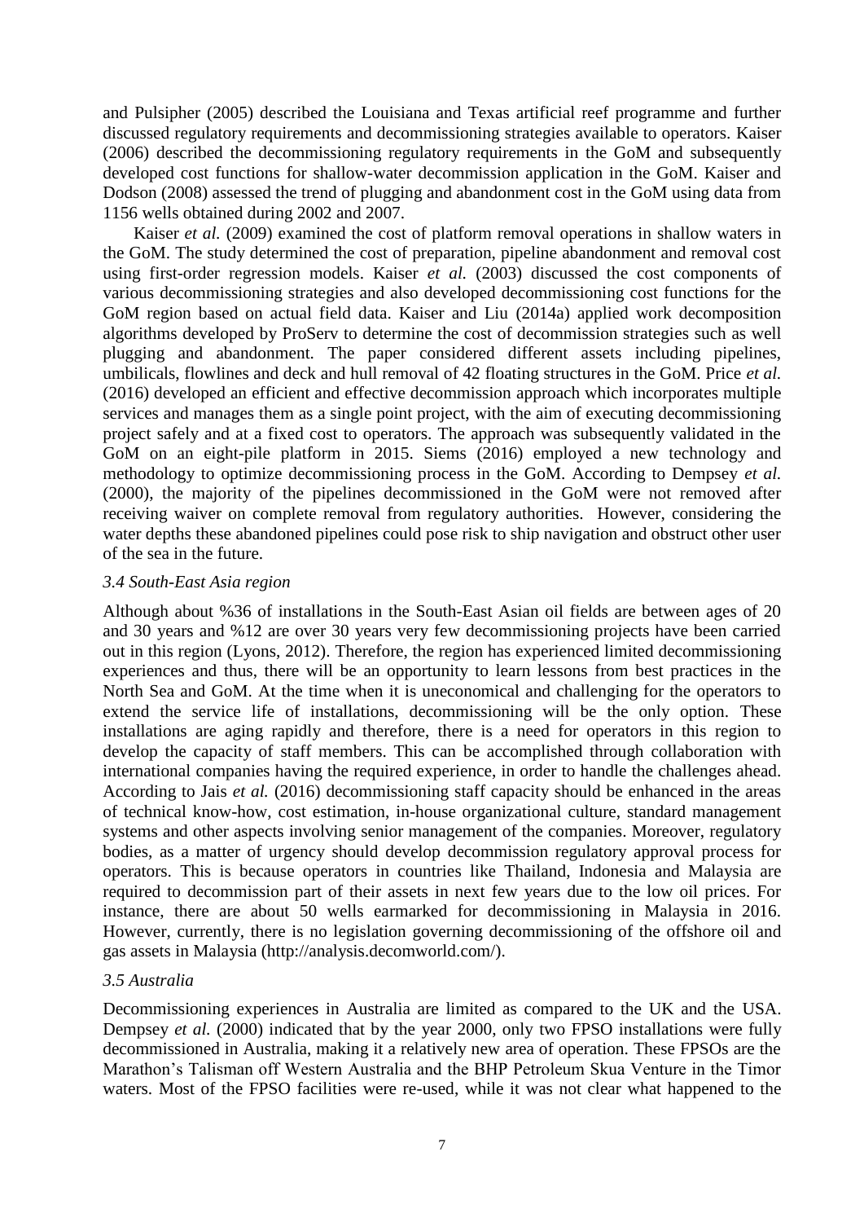and Pulsipher (2005) described the Louisiana and Texas artificial reef programme and further discussed regulatory requirements and decommissioning strategies available to operators. Kaiser (2006) described the decommissioning regulatory requirements in the GoM and subsequently developed cost functions for shallow-water decommission application in the GoM. Kaiser and Dodson (2008) assessed the trend of plugging and abandonment cost in the GoM using data from 1156 wells obtained during 2002 and 2007.

Kaiser *et al.* (2009) examined the cost of platform removal operations in shallow waters in the GoM. The study determined the cost of preparation, pipeline abandonment and removal cost using first-order regression models. Kaiser *et al.* (2003) discussed the cost components of various decommissioning strategies and also developed decommissioning cost functions for the GoM region based on actual field data. Kaiser and Liu (2014a) applied work decomposition algorithms developed by ProServ to determine the cost of decommission strategies such as well plugging and abandonment. The paper considered different assets including pipelines, umbilicals, flowlines and deck and hull removal of 42 floating structures in the GoM. Price *et al.* (2016) developed an efficient and effective decommission approach which incorporates multiple services and manages them as a single point project, with the aim of executing decommissioning project safely and at a fixed cost to operators. The approach was subsequently validated in the GoM on an eight-pile platform in 2015. Siems (2016) employed a new technology and methodology to optimize decommissioning process in the GoM. According to Dempsey *et al.* (2000), the majority of the pipelines decommissioned in the GoM were not removed after receiving waiver on complete removal from regulatory authorities. However, considering the water depths these abandoned pipelines could pose risk to ship navigation and obstruct other user of the sea in the future.

### *3.4 South-East Asia region*

Although about %36 of installations in the South-East Asian oil fields are between ages of 20 and 30 years and %12 are over 30 years very few decommissioning projects have been carried out in this region (Lyons, 2012). Therefore, the region has experienced limited decommissioning experiences and thus, there will be an opportunity to learn lessons from best practices in the North Sea and GoM. At the time when it is uneconomical and challenging for the operators to extend the service life of installations, decommissioning will be the only option. These installations are aging rapidly and therefore, there is a need for operators in this region to develop the capacity of staff members. This can be accomplished through collaboration with international companies having the required experience, in order to handle the challenges ahead. According to Jais *et al.* (2016) decommissioning staff capacity should be enhanced in the areas of technical know-how, cost estimation, in-house organizational culture, standard management systems and other aspects involving senior management of the companies. Moreover, regulatory bodies, as a matter of urgency should develop decommission regulatory approval process for operators. This is because operators in countries like Thailand, Indonesia and Malaysia are required to decommission part of their assets in next few years due to the low oil prices. For instance, there are about 50 wells earmarked for decommissioning in Malaysia in 2016. However, currently, there is no legislation governing decommissioning of the offshore oil and gas assets in Malaysia (http://analysis.decomworld.com/).

### *3.5 Australia*

Decommissioning experiences in Australia are limited as compared to the UK and the USA. Dempsey *et al.* (2000) indicated that by the year 2000, only two FPSO installations were fully decommissioned in Australia, making it a relatively new area of operation. These FPSOs are the Marathon's Talisman off Western Australia and the BHP Petroleum Skua Venture in the Timor waters. Most of the FPSO facilities were re-used, while it was not clear what happened to the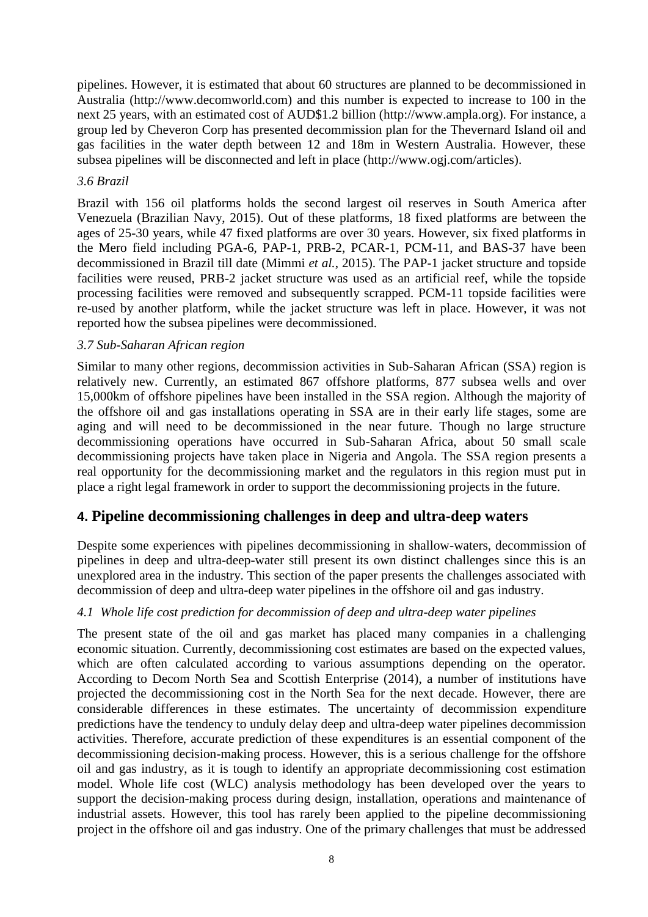pipelines. However, it is estimated that about 60 structures are planned to be decommissioned in Australia (http://www.decomworld.com) and this number is expected to increase to 100 in the next 25 years, with an estimated cost of AUD$1.2 billion (http://www.ampla.org). For instance, a group led by Cheveron Corp has presented decommission plan for the Thevernard Island oil and gas facilities in the water depth between 12 and 18m in Western Australia. However, these subsea pipelines will be disconnected and left in place (http://www.ogj.com/articles).

### *3.6 Brazil*

Brazil with 156 oil platforms holds the second largest oil reserves in South America after Venezuela (Brazilian Navy, 2015). Out of these platforms, 18 fixed platforms are between the ages of 25-30 years, while 47 fixed platforms are over 30 years. However, six fixed platforms in the Mero field including PGA-6, PAP-1, PRB-2, PCAR-1, PCM-11, and BAS-37 have been decommissioned in Brazil till date (Mimmi *et al.*, 2015). The PAP-1 jacket structure and topside facilities were reused, PRB-2 jacket structure was used as an artificial reef, while the topside processing facilities were removed and subsequently scrapped. PCM-11 topside facilities were re-used by another platform, while the jacket structure was left in place. However, it was not reported how the subsea pipelines were decommissioned.

### *3.7 Sub-Saharan African region*

Similar to many other regions, decommission activities in Sub-Saharan African (SSA) region is relatively new. Currently, an estimated 867 offshore platforms, 877 subsea wells and over 15,000km of offshore pipelines have been installed in the SSA region. Although the majority of the offshore oil and gas installations operating in SSA are in their early life stages, some are aging and will need to be decommissioned in the near future. Though no large structure decommissioning operations have occurred in Sub-Saharan Africa, about 50 small scale decommissioning projects have taken place in Nigeria and Angola. The SSA region presents a real opportunity for the decommissioning market and the regulators in this region must put in place a right legal framework in order to support the decommissioning projects in the future.

## 4. Pipeline decommissioning challenges in deep and ultra-deep waters

Despite some experiences with pipelines decommissioning in shallow-waters, decommission of pipelines in deep and ultra-deep-water still present its own distinct challenges since this is an unexplored area in the industry. This section of the paper presents the challenges associated with decommission of deep and ultra-deep water pipelines in the offshore oil and gas industry.

### *4.1 Whole life cost prediction for decommission of deep and ultra-deep water pipelines*

The present state of the oil and gas market has placed many companies in a challenging economic situation. Currently, decommissioning cost estimates are based on the expected values, which are often calculated according to various assumptions depending on the operator. According to Decom North Sea and Scottish Enterprise (2014), a number of institutions have projected the decommissioning cost in the North Sea for the next decade. However, there are considerable differences in these estimates. The uncertainty of decommission expenditure predictions have the tendency to unduly delay deep and ultra-deep water pipelines decommission activities. Therefore, accurate prediction of these expenditures is an essential component of the decommissioning decision-making process. However, this is a serious challenge for the offshore oil and gas industry, as it is tough to identify an appropriate decommissioning cost estimation model. Whole life cost (WLC) analysis methodology has been developed over the years to support the decision-making process during design, installation, operations and maintenance of industrial assets. However, this tool has rarely been applied to the pipeline decommissioning project in the offshore oil and gas industry. One of the primary challenges that must be addressed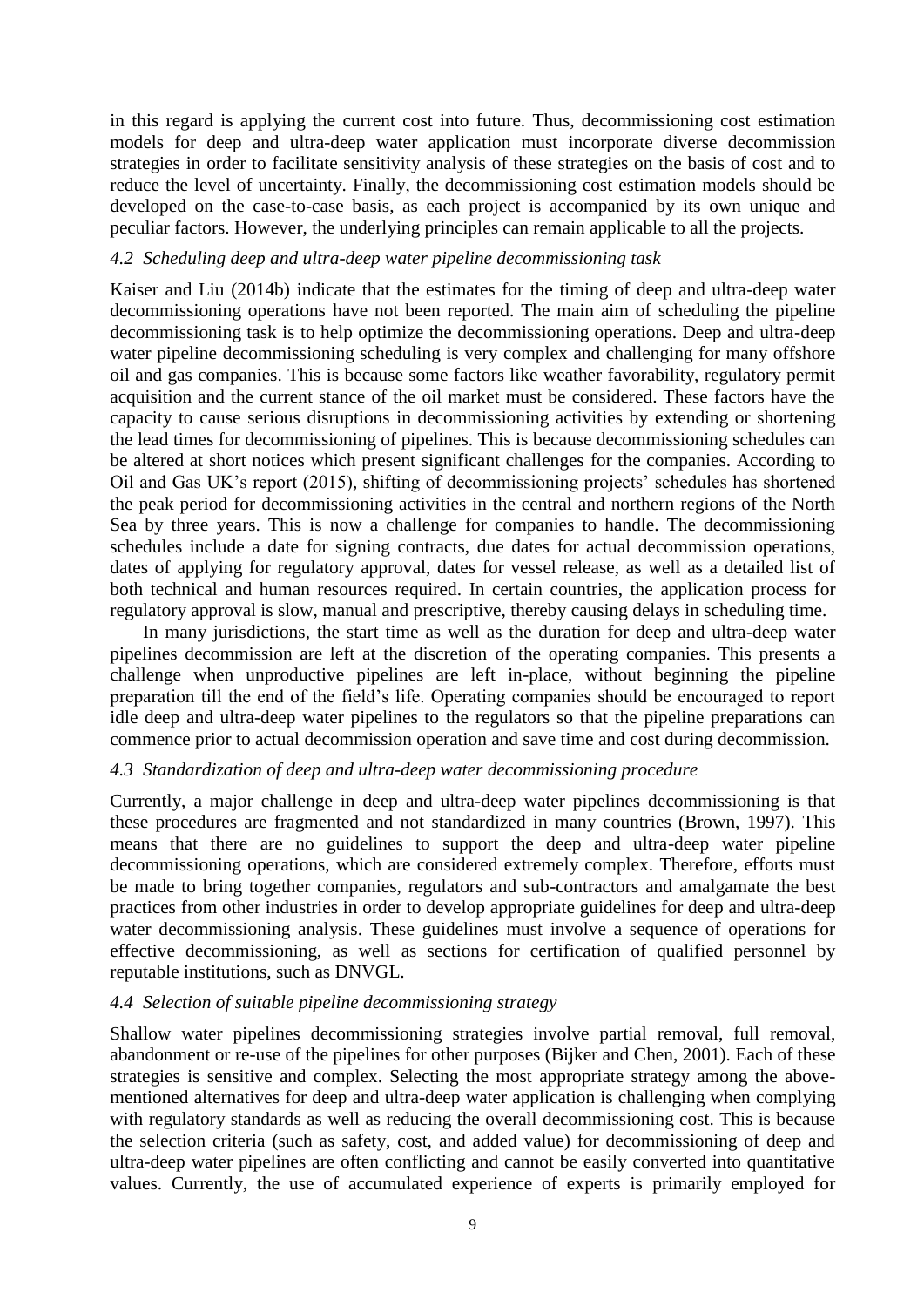in this regard is applying the current cost into future. Thus, decommissioning cost estimation models for deep and ultra-deep water application must incorporate diverse decommission strategies in order to facilitate sensitivity analysis of these strategies on the basis of cost and to reduce the level of uncertainty. Finally, the decommissioning cost estimation models should be developed on the case-to-case basis, as each project is accompanied by its own unique and peculiar factors. However, the underlying principles can remain applicable to all the projects.

### *4.2 Scheduling deep and ultra-deep water pipeline decommissioning task*

Kaiser and Liu (2014b) indicate that the estimates for the timing of deep and ultra-deep water decommissioning operations have not been reported. The main aim of scheduling the pipeline decommissioning task is to help optimize the decommissioning operations. Deep and ultra-deep water pipeline decommissioning scheduling is very complex and challenging for many offshore oil and gas companies. This is because some factors like weather favorability, regulatory permit acquisition and the current stance of the oil market must be considered. These factors have the capacity to cause serious disruptions in decommissioning activities by extending or shortening the lead times for decommissioning of pipelines. This is because decommissioning schedules can be altered at short notices which present significant challenges for the companies. According to Oil and Gas UK's report (2015), shifting of decommissioning projects' schedules has shortened the peak period for decommissioning activities in the central and northern regions of the North Sea by three years. This is now a challenge for companies to handle. The decommissioning schedules include a date for signing contracts, due dates for actual decommission operations, dates of applying for regulatory approval, dates for vessel release, as well as a detailed list of both technical and human resources required. In certain countries, the application process for regulatory approval is slow, manual and prescriptive, thereby causing delays in scheduling time.

In many jurisdictions, the start time as well as the duration for deep and ultra-deep water pipelines decommission are left at the discretion of the operating companies. This presents a challenge when unproductive pipelines are left in-place, without beginning the pipeline preparation till the end of the field's life. Operating companies should be encouraged to report idle deep and ultra-deep water pipelines to the regulators so that the pipeline preparations can commence prior to actual decommission operation and save time and cost during decommission.

### *4.3 Standardization of deep and ultra-deep water decommissioning procedure*

Currently, a major challenge in deep and ultra-deep water pipelines decommissioning is that these procedures are fragmented and not standardized in many countries (Brown, 1997). This means that there are no guidelines to support the deep and ultra-deep water pipeline decommissioning operations, which are considered extremely complex. Therefore, efforts must be made to bring together companies, regulators and sub-contractors and amalgamate the best practices from other industries in order to develop appropriate guidelines for deep and ultra-deep water decommissioning analysis. These guidelines must involve a sequence of operations for effective decommissioning, as well as sections for certification of qualified personnel by reputable institutions, such as DNVGL.

### *4.4 Selection of suitable pipeline decommissioning strategy*

Shallow water pipelines decommissioning strategies involve partial removal, full removal, abandonment or re-use of the pipelines for other purposes (Bijker and Chen, 2001). Each of these strategies is sensitive and complex. Selecting the most appropriate strategy among the above-mentioned alternatives for deep and ultra-deep water application is challenging when complying with regulatory standards as well as reducing the overall decommissioning cost. This is because the selection criteria (such as safety, cost, and added value) for decommissioning of deep and ultra-deep water pipelines are often conflicting and cannot be easily converted into quantitative values. Currently, the use of accumulated experience of experts is primarily employed for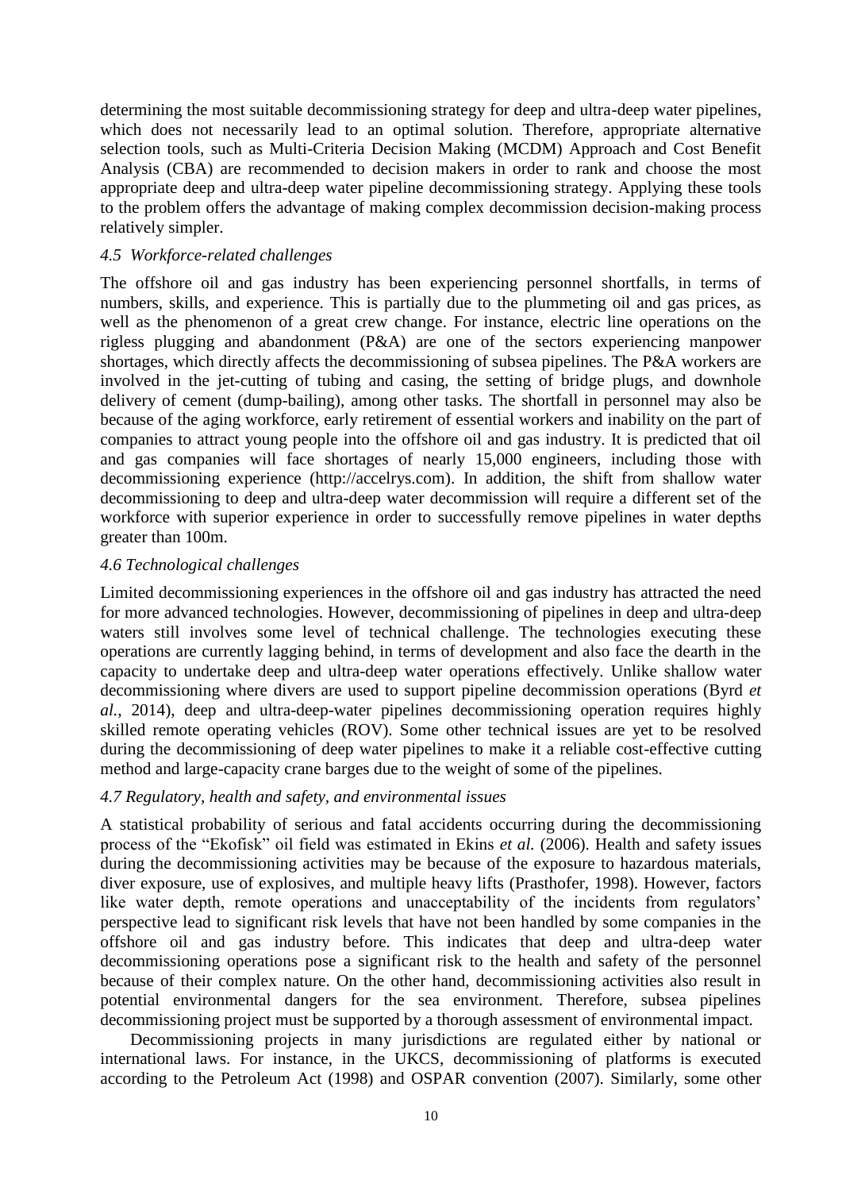determining the most suitable decommissioning strategy for deep and ultra-deep water pipelines, which does not necessarily lead to an optimal solution. Therefore, appropriate alternative selection tools, such as Multi-Criteria Decision Making (MCDM) Approach and Cost Benefit Analysis (CBA) are recommended to decision makers in order to rank and choose the most appropriate deep and ultra-deep water pipeline decommissioning strategy. Applying these tools to the problem offers the advantage of making complex decommission decision-making process relatively simpler.

### *4.5 Workforce-related challenges*

The offshore oil and gas industry has been experiencing personnel shortfalls, in terms of numbers, skills, and experience. This is partially due to the plummeting oil and gas prices, as well as the phenomenon of a great crew change. For instance, electric line operations on the rigless plugging and abandonment (P&A) are one of the sectors experiencing manpower shortages, which directly affects the decommissioning of subsea pipelines. The P&A workers are involved in the jet-cutting of tubing and casing, the setting of bridge plugs, and downhole delivery of cement (dump-bailing), among other tasks. The shortfall in personnel may also be because of the aging workforce, early retirement of essential workers and inability on the part of companies to attract young people into the offshore oil and gas industry. It is predicted that oil and gas companies will face shortages of nearly 15,000 engineers, including those with decommissioning experience (http://accelrys.com). In addition, the shift from shallow water decommissioning to deep and ultra-deep water decommission will require a different set of the workforce with superior experience in order to successfully remove pipelines in water depths greater than 100m.

### *4.6 Technological challenges*

Limited decommissioning experiences in the offshore oil and gas industry has attracted the need for more advanced technologies. However, decommissioning of pipelines in deep and ultra-deep waters still involves some level of technical challenge. The technologies executing these operations are currently lagging behind, in terms of development and also face the dearth in the capacity to undertake deep and ultra-deep water operations effectively. Unlike shallow water decommissioning where divers are used to support pipeline decommission operations (Byrd *et al.*, 2014), deep and ultra-deep-water pipelines decommissioning operation requires highly skilled remote operating vehicles (ROV). Some other technical issues are yet to be resolved during the decommissioning of deep water pipelines to make it a reliable cost-effective cutting method and large-capacity crane barges due to the weight of some of the pipelines.

### *4.7 Regulatory, health and safety, and environmental issues*

A statistical probability of serious and fatal accidents occurring during the decommissioning process of the "Ekofisk" oil field was estimated in Ekins *et al.* (2006). Health and safety issues during the decommissioning activities may be because of the exposure to hazardous materials, diver exposure, use of explosives, and multiple heavy lifts (Prasthofer, 1998). However, factors like water depth, remote operations and unacceptability of the incidents from regulators' perspective lead to significant risk levels that have not been handled by some companies in the offshore oil and gas industry before. This indicates that deep and ultra-deep water decommissioning operations pose a significant risk to the health and safety of the personnel because of their complex nature. On the other hand, decommissioning activities also result in potential environmental dangers for the sea environment. Therefore, subsea pipelines decommissioning project must be supported by a thorough assessment of environmental impact.

Decommissioning projects in many jurisdictions are regulated either by national or international laws. For instance, in the UKCS, decommissioning of platforms is executed according to the Petroleum Act (1998) and OSPAR convention (2007). Similarly, some other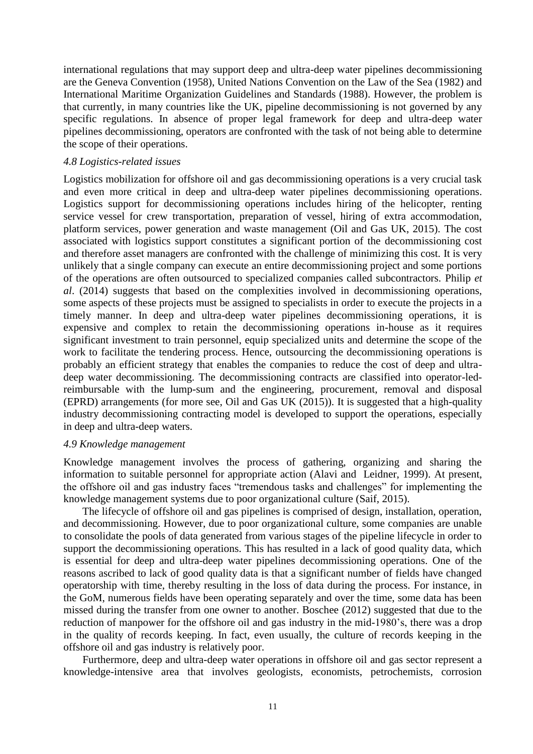international regulations that may support deep and ultra-deep water pipelines decommissioning are the Geneva Convention (1958), United Nations Convention on the Law of the Sea (1982) and International Maritime Organization Guidelines and Standards (1988). However, the problem is that currently, in many countries like the UK, pipeline decommissioning is not governed by any specific regulations. In absence of proper legal framework for deep and ultra-deep water pipelines decommissioning, operators are confronted with the task of not being able to determine the scope of their operations.

### *4.8 Logistics-related issues*

Logistics mobilization for offshore oil and gas decommissioning operations is a very crucial task and even more critical in deep and ultra-deep water pipelines decommissioning operations. Logistics support for decommissioning operations includes hiring of the helicopter, renting service vessel for crew transportation, preparation of vessel, hiring of extra accommodation, platform services, power generation and waste management (Oil and Gas UK, 2015). The cost associated with logistics support constitutes a significant portion of the decommissioning cost and therefore asset managers are confronted with the challenge of minimizing this cost. It is very unlikely that a single company can execute an entire decommissioning project and some portions of the operations are often outsourced to specialized companies called subcontractors. Philip *et al*. (2014) suggests that based on the complexities involved in decommissioning operations, some aspects of these projects must be assigned to specialists in order to execute the projects in a timely manner. In deep and ultra-deep water pipelines decommissioning operations, it is expensive and complex to retain the decommissioning operations in-house as it requires significant investment to train personnel, equip specialized units and determine the scope of the work to facilitate the tendering process. Hence, outsourcing the decommissioning operations is probably an efficient strategy that enables the companies to reduce the cost of deep and ultra-deep water decommissioning. The decommissioning contracts are classified into operator-led-reimbursable with the lump-sum and the engineering, procurement, removal and disposal (EPRD) arrangements (for more see, Oil and Gas UK (2015)). It is suggested that a high-quality industry decommissioning contracting model is developed to support the operations, especially in deep and ultra-deep waters.

### *4.9 Knowledge management*

Knowledge management involves the process of gathering, organizing and sharing the information to suitable personnel for appropriate action (Alavi and Leidner, 1999). At present, the offshore oil and gas industry faces "tremendous tasks and challenges" for implementing the knowledge management systems due to poor organizational culture (Saif, 2015).

The lifecycle of offshore oil and gas pipelines is comprised of design, installation, operation, and decommissioning. However, due to poor organizational culture, some companies are unable to consolidate the pools of data generated from various stages of the pipeline lifecycle in order to support the decommissioning operations. This has resulted in a lack of good quality data, which is essential for deep and ultra-deep water pipelines decommissioning operations. One of the reasons ascribed to lack of good quality data is that a significant number of fields have changed operatorship with time, thereby resulting in the loss of data during the process. For instance, in the GoM, numerous fields have been operating separately and over the time, some data has been missed during the transfer from one owner to another. Boschee (2012) suggested that due to the reduction of manpower for the offshore oil and gas industry in the mid-1980's, there was a drop in the quality of records keeping. In fact, even usually, the culture of records keeping in the offshore oil and gas industry is relatively poor.

Furthermore, deep and ultra-deep water operations in offshore oil and gas sector represent a knowledge-intensive area that involves geologists, economists, petrochemists, corrosion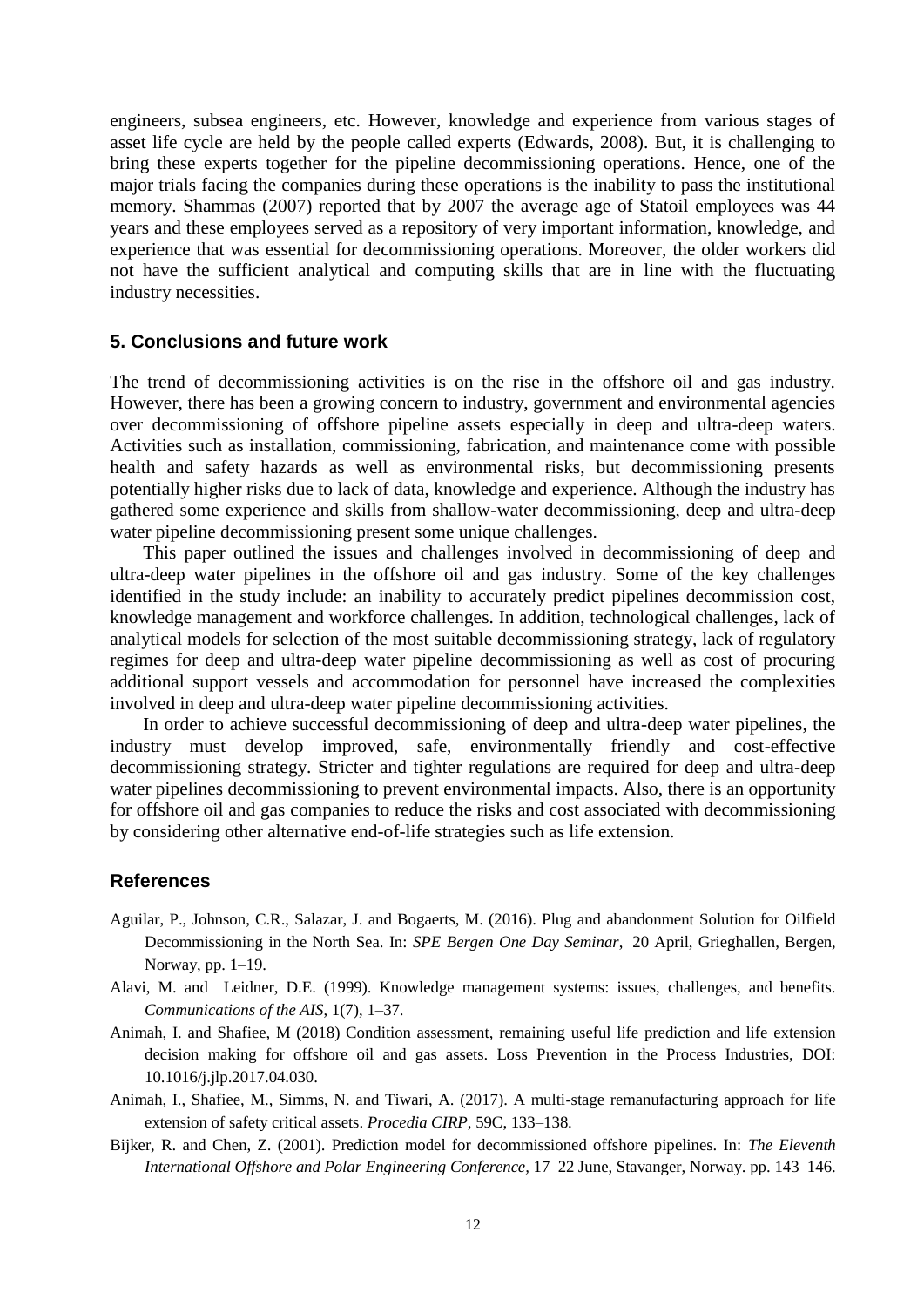engineers, subsea engineers, etc. However, knowledge and experience from various stages of asset life cycle are held by the people called experts (Edwards, 2008). But, it is challenging to bring these experts together for the pipeline decommissioning operations. Hence, one of the major trials facing the companies during these operations is the inability to pass the institutional memory. Shammas (2007) reported that by 2007 the average age of Statoil employees was 44 years and these employees served as a repository of very important information, knowledge, and experience that was essential for decommissioning operations. Moreover, the older workers did not have the sufficient analytical and computing skills that are in line with the fluctuating industry necessities.

## 5. Conclusions and future work

The trend of decommissioning activities is on the rise in the offshore oil and gas industry. However, there has been a growing concern to industry, government and environmental agencies over decommissioning of offshore pipeline assets especially in deep and ultra-deep waters. Activities such as installation, commissioning, fabrication, and maintenance come with possible health and safety hazards as well as environmental risks, but decommissioning presents potentially higher risks due to lack of data, knowledge and experience. Although the industry has gathered some experience and skills from shallow-water decommissioning, deep and ultra-deep water pipeline decommissioning present some unique challenges.

This paper outlined the issues and challenges involved in decommissioning of deep and ultra-deep water pipelines in the offshore oil and gas industry. Some of the key challenges identified in the study include: an inability to accurately predict pipelines decommission cost, knowledge management and workforce challenges. In addition, technological challenges, lack of analytical models for selection of the most suitable decommissioning strategy, lack of regulatory regimes for deep and ultra-deep water pipeline decommissioning as well as cost of procuring additional support vessels and accommodation for personnel have increased the complexities involved in deep and ultra-deep water pipeline decommissioning activities.

In order to achieve successful decommissioning of deep and ultra-deep water pipelines, the industry must develop improved, safe, environmentally friendly and cost-effective decommissioning strategy. Stricter and tighter regulations are required for deep and ultra-deep water pipelines decommissioning to prevent environmental impacts. Also, there is an opportunity for offshore oil and gas companies to reduce the risks and cost associated with decommissioning by considering other alternative end-of-life strategies such as life extension.

## References

Aguilar, P., Johnson, C.R., Salazar, J. and Bogaerts, M. (2016). Plug and abandonment Solution for Oilfield Decommissioning in the North Sea. In: *SPE Bergen One Day Seminar*, 20 April, Grieghallen, Bergen, Norway, pp. 1–19.

Alavi, M. and Leidner, D.E. (1999). Knowledge management systems: issues, challenges, and benefits. *Communications of the AIS*, 1(7), 1–37.

Animah, I. and Shafiee, M (2018) Condition assessment, remaining useful life prediction and life extension decision making for offshore oil and gas assets. Loss Prevention in the Process Industries, DOI: 10.1016/j.jlp.2017.04.030.

Animah, I., Shafiee, M., Simms, N. and Tiwari, A. (2017). A multi-stage remanufacturing approach for life extension of safety critical assets. *Procedia CIRP*, 59C, 133–138.

Bijker, R. and Chen, Z. (2001). Prediction model for decommissioned offshore pipelines. In: *The Eleventh International Offshore and Polar Engineering Conference*, 17–22 June, Stavanger, Norway. pp. 143–146.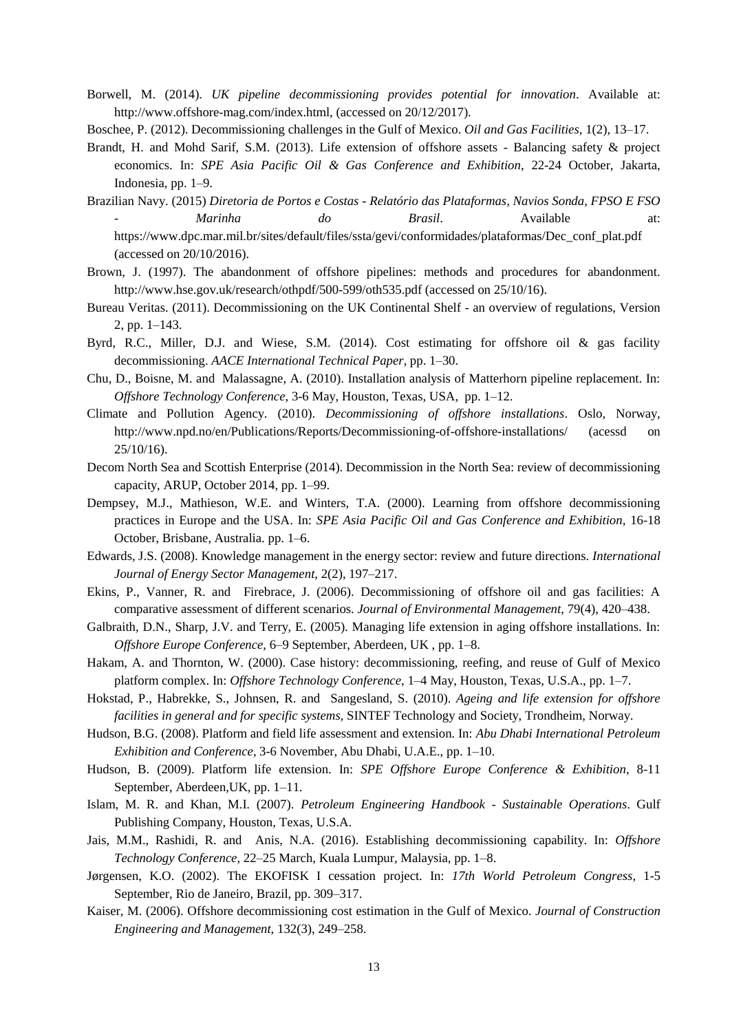Borwell, M. (2014). *UK pipeline decommissioning provides potential for innovation*. Available at: http://www.offshore-mag.com/index.html, (accessed on 20/12/2017).

Boschee, P. (2012). Decommissioning challenges in the Gulf of Mexico. *Oil and Gas Facilities*, 1(2), 13–17.

Brandt, H. and Mohd Sarif, S.M. (2013). Life extension of offshore assets - Balancing safety & project economics. In: *SPE Asia Pacific Oil & Gas Conference and Exhibition*, 22-24 October, Jakarta, Indonesia, pp. 1–9.

Brazilian Navy. (2015) *Diretoria de Portos e Costas - Relatório das Plataformas, Navios Sonda, FPSO E FSO - Marinha do Brasil*. Available at: https://www.dpc.mar.mil.br/sites/default/files/ssta/gevi/conformidades/plataformas/Dec_conf_plat.pdf (accessed on 20/10/2016).

Brown, J. (1997). The abandonment of offshore pipelines: methods and procedures for abandonment. http://www.hse.gov.uk/research/othpdf/500-599/oth535.pdf (accessed on 25/10/16).

Bureau Veritas. (2011). Decommissioning on the UK Continental Shelf - an overview of regulations, Version 2, pp. 1–143.

Byrd, R.C., Miller, D.J. and Wiese, S.M. (2014). Cost estimating for offshore oil & gas facility decommissioning. *AACE International Technical Paper*, pp. 1–30.

Chu, D., Boisne, M. and Malassagne, A. (2010). Installation analysis of Matterhorn pipeline replacement. In: *Offshore Technology Conference*, 3-6 May, Houston, Texas, USA, pp. 1–12.

Climate and Pollution Agency. (2010). *Decommissioning of offshore installations*. Oslo, Norway, http://www.npd.no/en/Publications/Reports/Decommissioning-of-offshore-installations/ (acessd on 25/10/16).

Decom North Sea and Scottish Enterprise (2014). Decommission in the North Sea: review of decommissioning capacity, ARUP, October 2014, pp. 1–99.

Dempsey, M.J., Mathieson, W.E. and Winters, T.A. (2000). Learning from offshore decommissioning practices in Europe and the USA. In: *SPE Asia Pacific Oil and Gas Conference and Exhibition*, 16-18 October, Brisbane, Australia. pp. 1–6.

Edwards, J.S. (2008). Knowledge management in the energy sector: review and future directions. *International Journal of Energy Sector Management*, 2(2), 197–217.

Ekins, P., Vanner, R. and Firebrace, J. (2006). Decommissioning of offshore oil and gas facilities: A comparative assessment of different scenarios. *Journal of Environmental Management*, 79(4), 420–438.

Galbraith, D.N., Sharp, J.V. and Terry, E. (2005). Managing life extension in aging offshore installations. In: *Offshore Europe Conference*, 6–9 September, Aberdeen, UK , pp. 1–8.

Hakam, A. and Thornton, W. (2000). Case history: decommissioning, reefing, and reuse of Gulf of Mexico platform complex. In: *Offshore Technology Conference*, 1–4 May, Houston, Texas, U.S.A., pp. 1–7.

Hokstad, P., Habrekke, S., Johnsen, R. and Sangesland, S. (2010). *Ageing and life extension for offshore facilities in general and for specific systems*, SINTEF Technology and Society, Trondheim, Norway.

Hudson, B.G. (2008). Platform and field life assessment and extension. In: *Abu Dhabi International Petroleum Exhibition and Conference*, 3-6 November, Abu Dhabi, U.A.E., pp. 1–10.

Hudson, B. (2009). Platform life extension. In: *SPE Offshore Europe Conference & Exhibition*, 8-11 September, Aberdeen,UK, pp. 1–11.

Islam, M. R. and Khan, M.I. (2007). *Petroleum Engineering Handbook - Sustainable Operations*. Gulf Publishing Company, Houston, Texas, U.S.A.

Jais, M.M., Rashidi, R. and Anis, N.A. (2016). Establishing decommissioning capability. In: *Offshore Technology Conference*, 22–25 March, Kuala Lumpur, Malaysia, pp. 1–8.

Jørgensen, K.O. (2002). The EKOFISK I cessation project. In: *17th World Petroleum Congress*, 1-5 September, Rio de Janeiro, Brazil, pp. 309–317.

Kaiser, M. (2006). Offshore decommissioning cost estimation in the Gulf of Mexico. *Journal of Construction Engineering and Management*, 132(3), 249–258.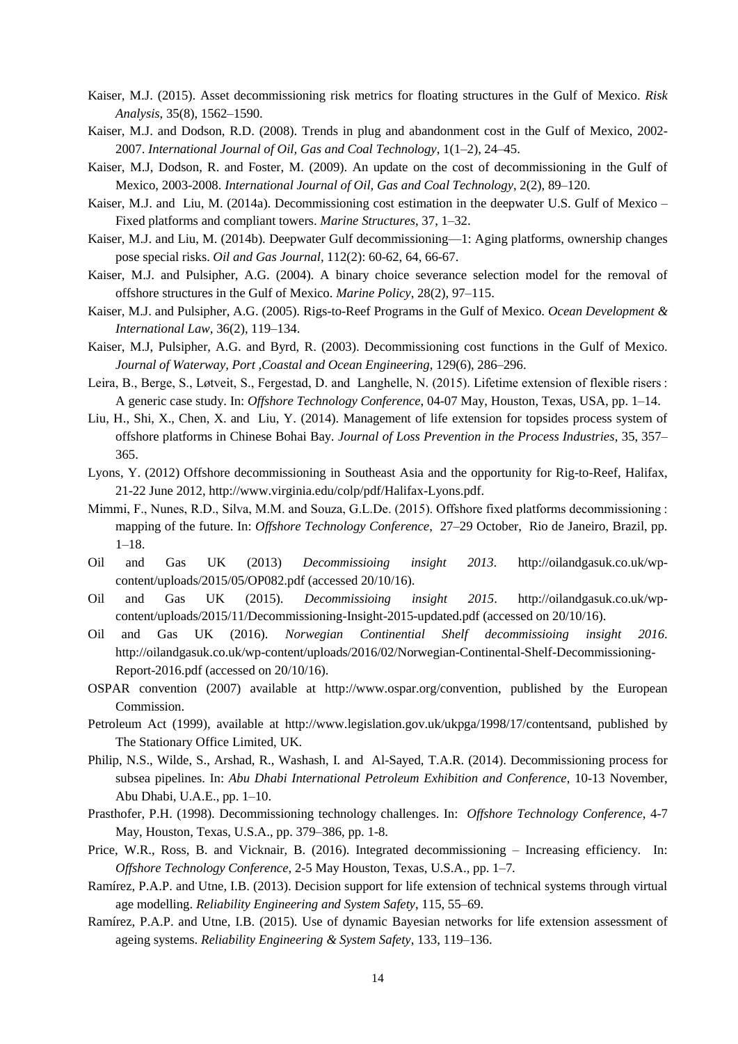Kaiser, M.J. (2015). Asset decommissioning risk metrics for floating structures in the Gulf of Mexico. *Risk Analysis*, 35(8), 1562–1590.

Kaiser, M.J. and Dodson, R.D. (2008). Trends in plug and abandonment cost in the Gulf of Mexico, 2002-2007. *International Journal of Oil, Gas and Coal Technology*, 1(1–2), 24–45.

Kaiser, M.J, Dodson, R. and Foster, M. (2009). An update on the cost of decommissioning in the Gulf of Mexico, 2003-2008. *International Journal of Oil, Gas and Coal Technology*, 2(2), 89–120.

Kaiser, M.J. and Liu, M. (2014a). Decommissioning cost estimation in the deepwater U.S. Gulf of Mexico – Fixed platforms and compliant towers. *Marine Structures*, 37, 1–32.

Kaiser, M.J. and Liu, M. (2014b). Deepwater Gulf decommissioning—1: Aging platforms, ownership changes pose special risks. *Oil and Gas Journal*, 112(2): 60-62, 64, 66-67.

Kaiser, M.J. and Pulsipher, A.G. (2004). A binary choice severance selection model for the removal of offshore structures in the Gulf of Mexico. *Marine Policy*, 28(2), 97–115.

Kaiser, M.J. and Pulsipher, A.G. (2005). Rigs-to-Reef Programs in the Gulf of Mexico. *Ocean Development & International Law*, 36(2), 119–134.

Kaiser, M.J, Pulsipher, A.G. and Byrd, R. (2003). Decommissioning cost functions in the Gulf of Mexico. *Journal of Waterway, Port ,Coastal and Ocean Engineering*, 129(6), 286–296.

Leira, B., Berge, S., Løtveit, S., Fergestad, D. and Langhelle, N. (2015). Lifetime extension of flexible risers : A generic case study. In: *Offshore Technology Conference*, 04-07 May, Houston, Texas, USA, pp. 1–14.

Liu, H., Shi, X., Chen, X. and Liu, Y. (2014). Management of life extension for topsides process system of offshore platforms in Chinese Bohai Bay. *Journal of Loss Prevention in the Process Industries*, 35, 357–365.

Lyons, Y. (2012) Offshore decommissioning in Southeast Asia and the opportunity for Rig-to-Reef, Halifax, 21-22 June 2012, http://www.virginia.edu/colp/pdf/Halifax-Lyons.pdf.

Mimmi, F., Nunes, R.D., Silva, M.M. and Souza, G.L.De. (2015). Offshore fixed platforms decommissioning : mapping of the future. In: *Offshore Technology Conference*, 27–29 October, Rio de Janeiro, Brazil, pp. 1–18.

Oil and Gas UK (2013) *Decommissioing insight 2013*. http://oilandgasuk.co.uk/wp-content/uploads/2015/05/OP082.pdf (accessed 20/10/16).

Oil and Gas UK (2015). *Decommissioing insight 2015*. http://oilandgasuk.co.uk/wp-content/uploads/2015/11/Decommissioning-Insight-2015-updated.pdf (accessed on 20/10/16).

Oil and Gas UK (2016). *Norwegian Continential Shelf decommissioing insight 2016*. http://oilandgasuk.co.uk/wp-content/uploads/2016/02/Norwegian-Continental-Shelf-Decommissioning-Report-2016.pdf (accessed on 20/10/16).

OSPAR convention (2007) available at http://www.ospar.org/convention, published by the European Commission.

Petroleum Act (1999), available at http://www.legislation.gov.uk/ukpga/1998/17/contentsand, published by The Stationary Office Limited, UK.

Philip, N.S., Wilde, S., Arshad, R., Washash, I. and Al-Sayed, T.A.R. (2014). Decommissioning process for subsea pipelines. In: *Abu Dhabi International Petroleum Exhibition and Conference*, 10-13 November, Abu Dhabi, U.A.E., pp. 1–10.

Prasthofer, P.H. (1998). Decommissioning technology challenges. In: *Offshore Technology Conference*, 4-7 May, Houston, Texas, U.S.A., pp. 379–386, pp. 1-8.

Price, W.R., Ross, B. and Vicknair, B. (2016). Integrated decommissioning – Increasing efficiency. In: *Offshore Technology Conference*, 2-5 May Houston, Texas, U.S.A., pp. 1–7.

Ramírez, P.A.P. and Utne, I.B. (2013). Decision support for life extension of technical systems through virtual age modelling. *Reliability Engineering and System Safety*, 115, 55–69.

Ramírez, P.A.P. and Utne, I.B. (2015). Use of dynamic Bayesian networks for life extension assessment of ageing systems. *Reliability Engineering & System Safety*, 133, 119–136.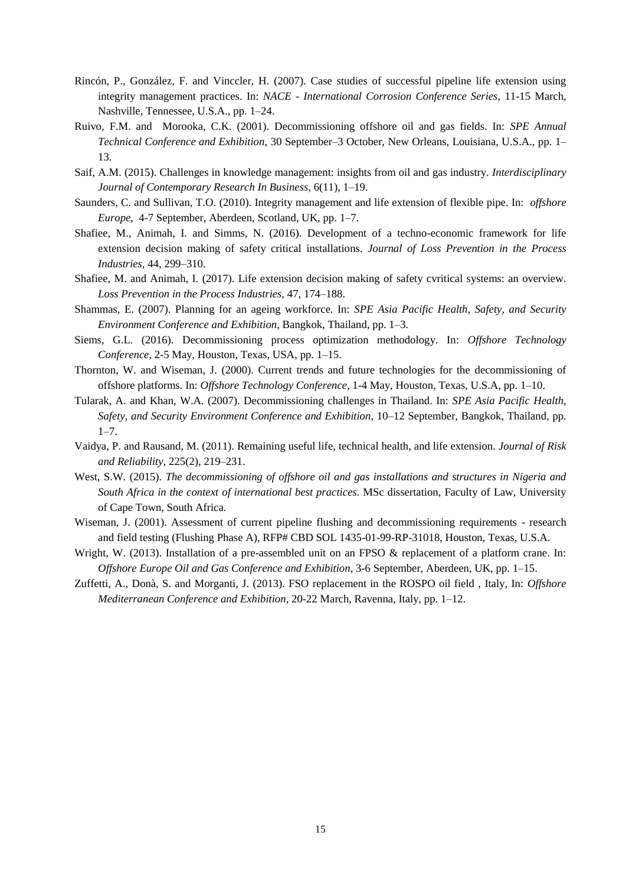Rincón, P., González, F. and Vinccler, H. (2007). Case studies of successful pipeline life extension using integrity management practices. In: *NACE - International Corrosion Conference Series*, 11-15 March, Nashville, Tennessee, U.S.A., pp. 1–24.

Ruivo, F.M. and Morooka, C.K. (2001). Decommissioning offshore oil and gas fields. In: *SPE Annual Technical Conference and Exhibition*, 30 September–3 October, New Orleans, Louisiana, U.S.A., pp. 1–13.

Saif, A.M. (2015). Challenges in knowledge management: insights from oil and gas industry. *Interdisciplinary Journal of Contemporary Research In Business*, 6(11), 1–19.

Saunders, C. and Sullivan, T.O. (2010). Integrity management and life extension of flexible pipe. In: *offshore Europe*, 4-7 September, Aberdeen, Scotland, UK, pp. 1–7.

Shafiee, M., Animah, I. and Simms, N. (2016). Development of a techno-economic framework for life extension decision making of safety critical installations. *Journal of Loss Prevention in the Process Industries*, 44, 299–310.

Shafiee, M. and Animah, I. (2017). Life extension decision making of safety cvritical systems: an overview. *Loss Prevention in the Process Industries*, 47, 174–188.

Shammas, E. (2007). Planning for an ageing workforce. In: *SPE Asia Pacific Health, Safety, and Security Environment Conference and Exhibition*, Bangkok, Thailand, pp. 1–3.

Siems, G.L. (2016). Decommissioning process optimization methodology. In: *Offshore Technology Conference*, 2-5 May, Houston, Texas, USA, pp. 1–15.

Thornton, W. and Wiseman, J. (2000). Current trends and future technologies for the decommissioning of offshore platforms. In: *Offshore Technology Conference*, 1-4 May, Houston, Texas, U.S.A, pp. 1–10.

Tularak, A. and Khan, W.A. (2007). Decommissioning challenges in Thailand. In: *SPE Asia Pacific Health, Safety, and Security Environment Conference and Exhibition*, 10–12 September, Bangkok, Thailand, pp. 1–7.

Vaidya, P. and Rausand, M. (2011). Remaining useful life, technical health, and life extension. *Journal of Risk and Reliability*, 225(2), 219–231.

West, S.W. (2015). *The decommissioning of offshore oil and gas installations and structures in Nigeria and South Africa in the context of international best practices*. MSc dissertation, Faculty of Law, University of Cape Town, South Africa.

Wiseman, J. (2001). Assessment of current pipeline flushing and decommissioning requirements - research and field testing (Flushing Phase A), RFP# CBD SOL 1435-01-99-RP-31018, Houston, Texas, U.S.A.

Wright, W. (2013). Installation of a pre-assembled unit on an FPSO & replacement of a platform crane. In: *Offshore Europe Oil and Gas Conference and Exhibition*, 3-6 September, Aberdeen, UK, pp. 1–15.

Zuffetti, A., Donà, S. and Morganti, J. (2013). FSO replacement in the ROSPO oil field , Italy, In: *Offshore Mediterranean Conference and Exhibition*, 20-22 March, Ravenna, Italy, pp. 1–12.